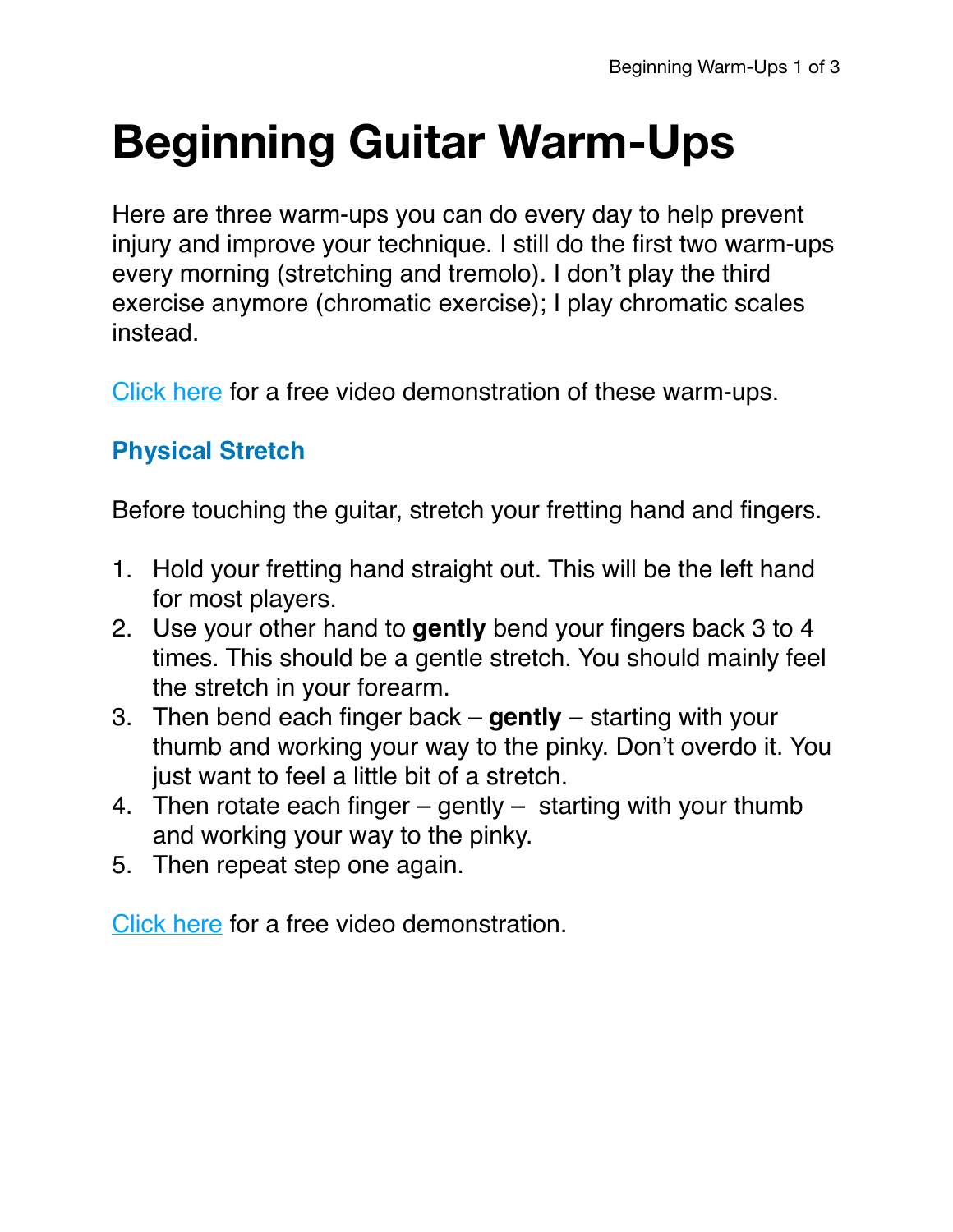# Beginning Guitar Warm-Ups

Here are three warm-ups you can do every day to help prevent injury and improve your technique. I still do the first two warm-ups every morning (stretching and tremolo). I don't play the third exercise anymore (chromatic exercise); I play chromatic scales instead.

Click here for a free video demonstration of these warm-ups.

### Physical Stretch

Before touching the guitar, stretch your fretting hand and fingers.

1. Hold your fretting hand straight out. This will be the left hand for most players.
2. Use your other hand to **gently** bend your fingers back 3 to 4 times. This should be a gentle stretch. You should mainly feel the stretch in your forearm.
3. Then bend each finger back – **gently** – starting with your thumb and working your way to the pinky. Don't overdo it. You just want to feel a little bit of a stretch.
4. Then rotate each finger – gently – starting with your thumb and working your way to the pinky.
5. Then repeat step one again.

Click here for a free video demonstration.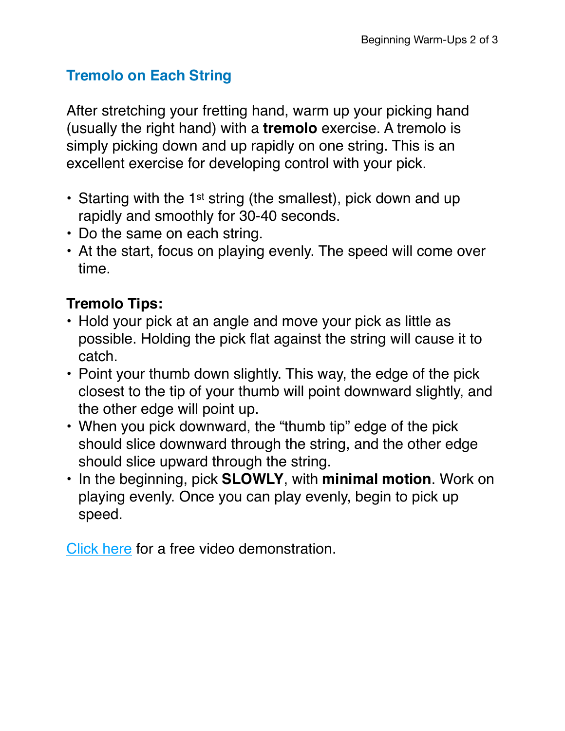## Tremolo on Each String

After stretching your fretting hand, warm up your picking hand (usually the right hand) with a **tremolo** exercise. A tremolo is simply picking down and up rapidly on one string. This is an excellent exercise for developing control with your pick.

- Starting with the 1st string (the smallest), pick down and up rapidly and smoothly for 30-40 seconds.
- Do the same on each string.
- At the start, focus on playing evenly. The speed will come over time.

**Tremolo Tips:**

- Hold your pick at an angle and move your pick as little as possible. Holding the pick flat against the string will cause it to catch.
- Point your thumb down slightly. This way, the edge of the pick closest to the tip of your thumb will point downward slightly, and the other edge will point up.
- When you pick downward, the "thumb tip" edge of the pick should slice downward through the string, and the other edge should slice upward through the string.
- In the beginning, pick **SLOWLY**, with **minimal motion**. Work on playing evenly. Once you can play evenly, begin to pick up speed.

Click here for a free video demonstration.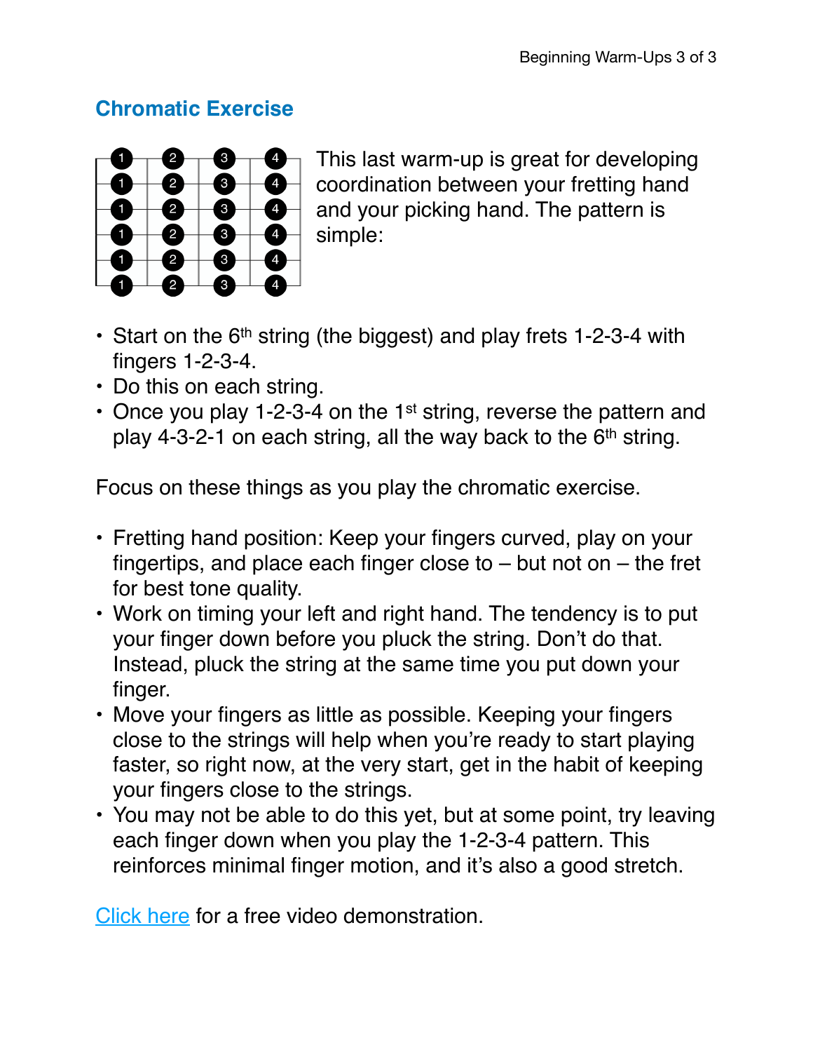## Chromatic Exercise

This last warm-up is great for developing coordination between your fretting hand and your picking hand. The pattern is simple:

- Start on the 6th string (the biggest) and play frets 1-2-3-4 with fingers 1-2-3-4.
- Do this on each string.
- Once you play 1-2-3-4 on the 1st string, reverse the pattern and play 4-3-2-1 on each string, all the way back to the 6th string.

Focus on these things as you play the chromatic exercise.

- Fretting hand position: Keep your fingers curved, play on your fingertips, and place each finger close to – but not on – the fret for best tone quality.
- Work on timing your left and right hand. The tendency is to put your finger down before you pluck the string. Don't do that. Instead, pluck the string at the same time you put down your finger.
- Move your fingers as little as possible. Keeping your fingers close to the strings will help when you're ready to start playing faster, so right now, at the very start, get in the habit of keeping your fingers close to the strings.
- You may not be able to do this yet, but at some point, try leaving each finger down when you play the 1-2-3-4 pattern. This reinforces minimal finger motion, and it's also a good stretch.

Click here for a free video demonstration.